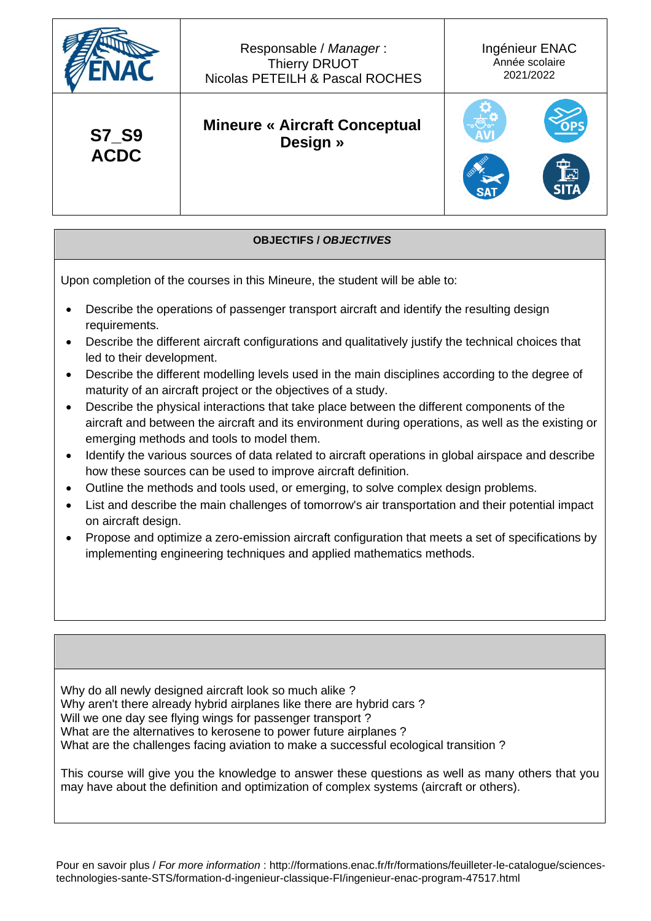| ENAC | Responsable / *Manager* : Thierry DRUOT Nicolas PETEILH & Pascal ROCHES | Ingénieur ENAC Année scolaire 2021/2022 |
|---|---|---|
| **S7_S9 ACDC** | **Mineure « Aircraft Conceptual Design »** | AVI OPS SAT SITA |

## OBJECTIFS / *OBJECTIVES*

Upon completion of the courses in this Mineure, the student will be able to:

- Describe the operations of passenger transport aircraft and identify the resulting design requirements.
- Describe the different aircraft configurations and qualitatively justify the technical choices that led to their development.
- Describe the different modelling levels used in the main disciplines according to the degree of maturity of an aircraft project or the objectives of a study.
- Describe the physical interactions that take place between the different components of the aircraft and between the aircraft and its environment during operations, as well as the existing or emerging methods and tools to model them.
- Identify the various sources of data related to aircraft operations in global airspace and describe how these sources can be used to improve aircraft definition.
- Outline the methods and tools used, or emerging, to solve complex design problems.
- List and describe the main challenges of tomorrow's air transportation and their potential impact on aircraft design.
- Propose and optimize a zero-emission aircraft configuration that meets a set of specifications by implementing engineering techniques and applied mathematics methods.

Why do all newly designed aircraft look so much alike ?
Why aren't there already hybrid airplanes like there are hybrid cars ?
Will we one day see flying wings for passenger transport ?
What are the alternatives to kerosene to power future airplanes ?
What are the challenges facing aviation to make a successful ecological transition ?

This course will give you the knowledge to answer these questions as well as many others that you may have about the definition and optimization of complex systems (aircraft or others).

Pour en savoir plus / *For more information* : http://formations.enac.fr/fr/formations/feuilleter-le-catalogue/sciences-technologies-sante-STS/formation-d-ingenieur-classique-FI/ingenieur-enac-program-47517.html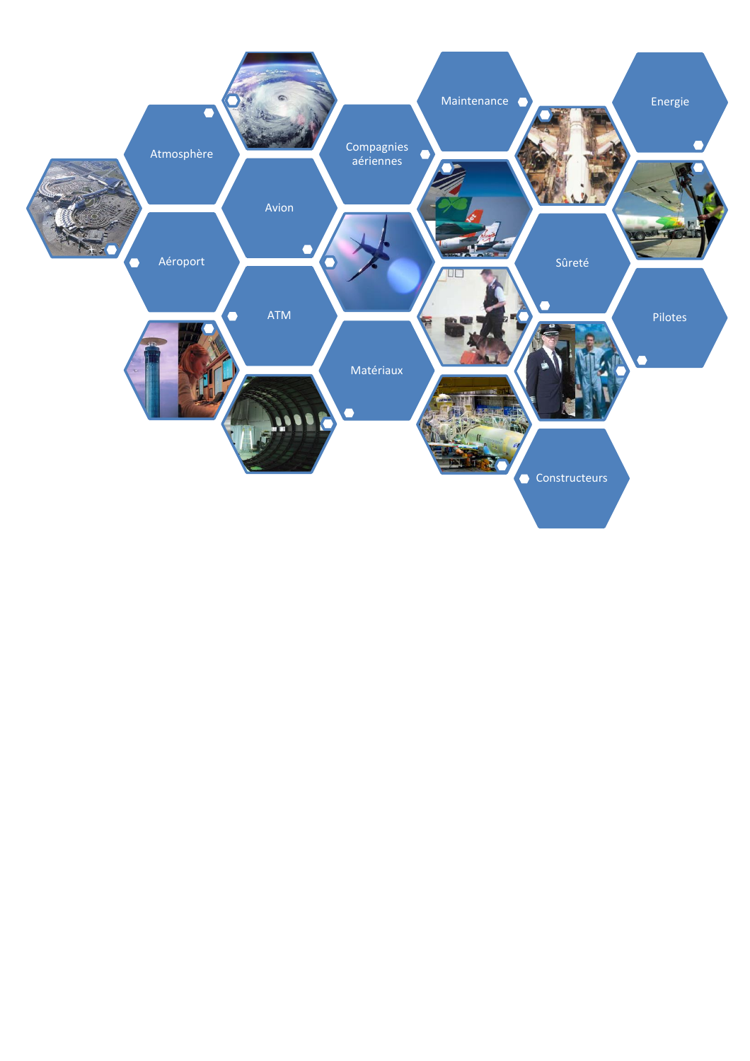Atmosphère

Compagnies aériennes

Maintenance

Energie

Avion

Aéroport

ATM

Sûreté

Pilotes

Matériaux

Constructeurs